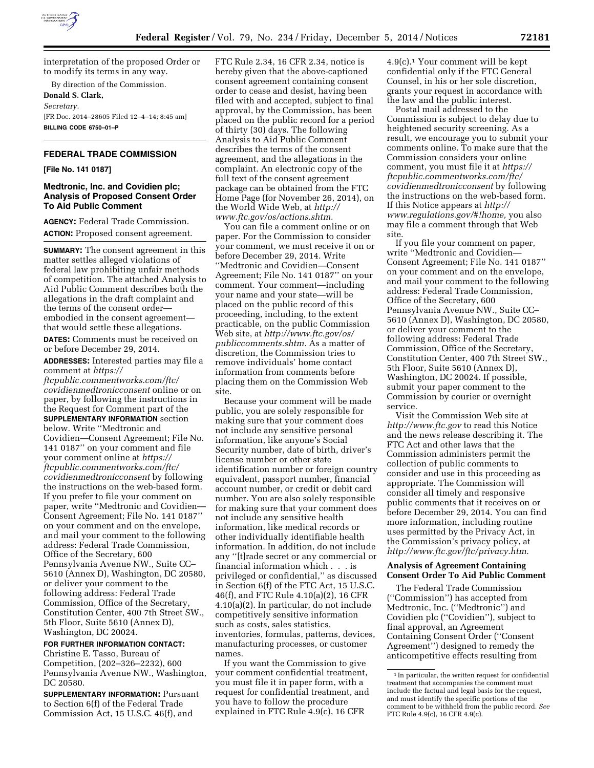interpretation of the proposed Order or to modify its terms in any way.

By direction of the Commission.

**Donald S. Clark,**

*Secretary.*

[FR Doc. 2014–28605 Filed 12–4–14; 8:45 am]

**BILLING CODE 6750–01–P**

## FEDERAL TRADE COMMISSION

**[File No. 141 0187]**

### Medtronic, Inc. and Covidien plc; Analysis of Proposed Consent Order To Aid Public Comment

**AGENCY:** Federal Trade Commission.

**ACTION:** Proposed consent agreement.

**SUMMARY:** The consent agreement in this matter settles alleged violations of federal law prohibiting unfair methods of competition. The attached Analysis to Aid Public Comment describes both the allegations in the draft complaint and the terms of the consent order—embodied in the consent agreement—that would settle these allegations.

**DATES:** Comments must be received on or before December 29, 2014.

**ADDRESSES:** Interested parties may file a comment at *https://ftcpublic.commentworks.com/ftc/covidienmedtronicconsent* online or on paper, by following the instructions in the Request for Comment part of the **SUPPLEMENTARY INFORMATION** section below. Write ''Medtronic and Covidien—Consent Agreement; File No. 141 0187'' on your comment and file your comment online at *https://ftcpublic.commentworks.com/ftc/covidienmedtronicconsent* by following the instructions on the web-based form. If you prefer to file your comment on paper, write ''Medtronic and Covidien—Consent Agreement; File No. 141 0187'' on your comment and on the envelope, and mail your comment to the following address: Federal Trade Commission, Office of the Secretary, 600 Pennsylvania Avenue NW., Suite CC–5610 (Annex D), Washington, DC 20580, or deliver your comment to the following address: Federal Trade Commission, Office of the Secretary, Constitution Center, 400 7th Street SW., 5th Floor, Suite 5610 (Annex D), Washington, DC 20024.

**FOR FURTHER INFORMATION CONTACT:** Christine E. Tasso, Bureau of Competition, (202–326–2232), 600 Pennsylvania Avenue NW., Washington, DC 20580.

**SUPPLEMENTARY INFORMATION:** Pursuant to Section 6(f) of the Federal Trade Commission Act, 15 U.S.C. 46(f), and FTC Rule 2.34, 16 CFR 2.34, notice is hereby given that the above-captioned consent agreement containing consent order to cease and desist, having been filed with and accepted, subject to final approval, by the Commission, has been placed on the public record for a period of thirty (30) days. The following Analysis to Aid Public Comment describes the terms of the consent agreement, and the allegations in the complaint. An electronic copy of the full text of the consent agreement package can be obtained from the FTC Home Page (for November 26, 2014), on the World Wide Web, at *http://www.ftc.gov/os/actions.shtm.*

You can file a comment online or on paper. For the Commission to consider your comment, we must receive it on or before December 29, 2014. Write ''Medtronic and Covidien—Consent Agreement; File No. 141 0187'' on your comment. Your comment—including your name and your state—will be placed on the public record of this proceeding, including, to the extent practicable, on the public Commission Web site, at *http://www.ftc.gov/os/publiccomments.shtm.* As a matter of discretion, the Commission tries to remove individuals' home contact information from comments before placing them on the Commission Web site.

Because your comment will be made public, you are solely responsible for making sure that your comment does not include any sensitive personal information, like anyone's Social Security number, date of birth, driver's license number or other state identification number or foreign country equivalent, passport number, financial account number, or credit or debit card number. You are also solely responsible for making sure that your comment does not include any sensitive health information, like medical records or other individually identifiable health information. In addition, do not include any ''[t]rade secret or any commercial or financial information which . . . is privileged or confidential,'' as discussed in Section 6(f) of the FTC Act, 15 U.S.C. 46(f), and FTC Rule 4.10(a)(2), 16 CFR 4.10(a)(2). In particular, do not include competitively sensitive information such as costs, sales statistics, inventories, formulas, patterns, devices, manufacturing processes, or customer names.

If you want the Commission to give your comment confidential treatment, you must file it in paper form, with a request for confidential treatment, and you have to follow the procedure explained in FTC Rule 4.9(c), 16 CFR 4.9(c).[1] Your comment will be kept confidential only if the FTC General Counsel, in his or her sole discretion, grants your request in accordance with the law and the public interest.

Postal mail addressed to the Commission is subject to delay due to heightened security screening. As a result, we encourage you to submit your comments online. To make sure that the Commission considers your online comment, you must file it at *https://ftcpublic.commentworks.com/ftc/covidienmedtronicconsent* by following the instructions on the web-based form. If this Notice appears at *http://www.regulations.gov/#!home,* you also may file a comment through that Web site.

If you file your comment on paper, write ''Medtronic and Covidien—Consent Agreement; File No. 141 0187'' on your comment and on the envelope, and mail your comment to the following address: Federal Trade Commission, Office of the Secretary, 600 Pennsylvania Avenue NW., Suite CC–5610 (Annex D), Washington, DC 20580, or deliver your comment to the following address: Federal Trade Commission, Office of the Secretary, Constitution Center, 400 7th Street SW., 5th Floor, Suite 5610 (Annex D), Washington, DC 20024. If possible, submit your paper comment to the Commission by courier or overnight service.

Visit the Commission Web site at *http://www.ftc.gov* to read this Notice and the news release describing it. The FTC Act and other laws that the Commission administers permit the collection of public comments to consider and use in this proceeding as appropriate. The Commission will consider all timely and responsive public comments that it receives on or before December 29, 2014. You can find more information, including routine uses permitted by the Privacy Act, in the Commission's privacy policy, at *http://www.ftc.gov/ftc/privacy.htm.*

### Analysis of Agreement Containing Consent Order To Aid Public Comment

The Federal Trade Commission (''Commission'') has accepted from Medtronic, Inc. (''Medtronic'') and Covidien plc (''Covidien''), subject to final approval, an Agreement Containing Consent Order (''Consent Agreement'') designed to remedy the anticompetitive effects resulting from

---

[1] In particular, the written request for confidential treatment that accompanies the comment must include the factual and legal basis for the request, and must identify the specific portions of the comment to be withheld from the public record. *See* FTC Rule 4.9(c), 16 CFR 4.9(c).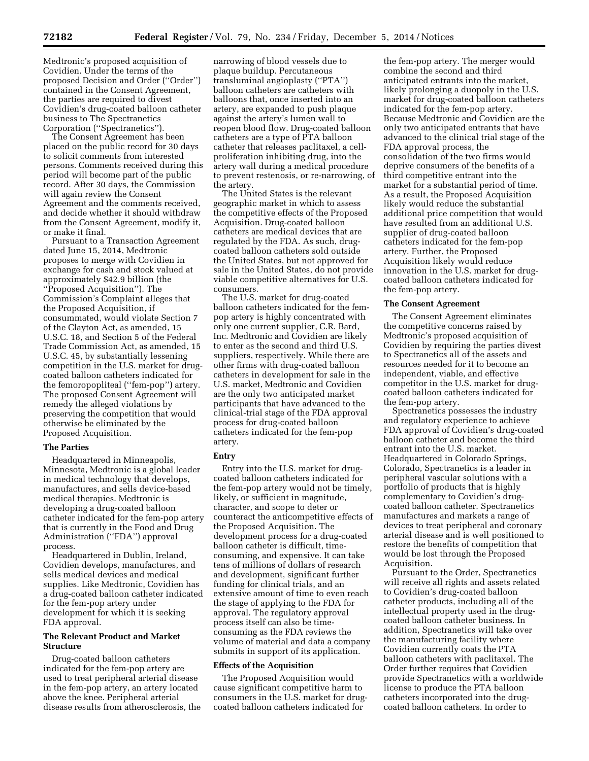Medtronic's proposed acquisition of Covidien. Under the terms of the proposed Decision and Order ("Order") contained in the Consent Agreement, the parties are required to divest Covidien's drug-coated balloon catheter business to The Spectranetics Corporation ("Spectranetics").

The Consent Agreement has been placed on the public record for 30 days to solicit comments from interested persons. Comments received during this period will become part of the public record. After 30 days, the Commission will again review the Consent Agreement and the comments received, and decide whether it should withdraw from the Consent Agreement, modify it, or make it final.

Pursuant to a Transaction Agreement dated June 15, 2014, Medtronic proposes to merge with Covidien in exchange for cash and stock valued at approximately $42.9 billion (the "Proposed Acquisition"). The Commission's Complaint alleges that the Proposed Acquisition, if consummated, would violate Section 7 of the Clayton Act, as amended, 15 U.S.C. 18, and Section 5 of the Federal Trade Commission Act, as amended, 15 U.S.C. 45, by substantially lessening competition in the U.S. market for drug-coated balloon catheters indicated for the femoropopliteal ("fem-pop") artery. The proposed Consent Agreement will remedy the alleged violations by preserving the competition that would otherwise be eliminated by the Proposed Acquisition.

### The Parties

Headquartered in Minneapolis, Minnesota, Medtronic is a global leader in medical technology that develops, manufactures, and sells device-based medical therapies. Medtronic is developing a drug-coated balloon catheter indicated for the fem-pop artery that is currently in the Food and Drug Administration ("FDA") approval process.

Headquartered in Dublin, Ireland, Covidien develops, manufactures, and sells medical devices and medical supplies. Like Medtronic, Covidien has a drug-coated balloon catheter indicated for the fem-pop artery under development for which it is seeking FDA approval.

### The Relevant Product and Market Structure

Drug-coated balloon catheters indicated for the fem-pop artery are used to treat peripheral arterial disease in the fem-pop artery, an artery located above the knee. Peripheral arterial disease results from atherosclerosis, the narrowing of blood vessels due to plaque buildup. Percutaneous transluminal angioplasty ("PTA") balloon catheters are catheters with balloons that, once inserted into an artery, are expanded to push plaque against the artery's lumen wall to reopen blood flow. Drug-coated balloon catheters are a type of PTA balloon catheter that releases paclitaxel, a cell-proliferation inhibiting drug, into the artery wall during a medical procedure to prevent restenosis, or re-narrowing, of the artery.

The United States is the relevant geographic market in which to assess the competitive effects of the Proposed Acquisition. Drug-coated balloon catheters are medical devices that are regulated by the FDA. As such, drug-coated balloon catheters sold outside the United States, but not approved for sale in the United States, do not provide viable competitive alternatives for U.S. consumers.

The U.S. market for drug-coated balloon catheters indicated for the fem-pop artery is highly concentrated with only one current supplier, C.R. Bard, Inc. Medtronic and Covidien are likely to enter as the second and third U.S. suppliers, respectively. While there are other firms with drug-coated balloon catheters in development for sale in the U.S. market, Medtronic and Covidien are the only two anticipated market participants that have advanced to the clinical-trial stage of the FDA approval process for drug-coated balloon catheters indicated for the fem-pop artery.

### Entry

Entry into the U.S. market for drug-coated balloon catheters indicated for the fem-pop artery would not be timely, likely, or sufficient in magnitude, character, and scope to deter or counteract the anticompetitive effects of the Proposed Acquisition. The development process for a drug-coated balloon catheter is difficult, time-consuming, and expensive. It can take tens of millions of dollars of research and development, significant further funding for clinical trials, and an extensive amount of time to even reach the stage of applying to the FDA for approval. The regulatory approval process itself can also be time-consuming as the FDA reviews the volume of material and data a company submits in support of its application.

### Effects of the Acquisition

The Proposed Acquisition would cause significant competitive harm to consumers in the U.S. market for drug-coated balloon catheters indicated for the fem-pop artery. The merger would combine the second and third anticipated entrants into the market, likely prolonging a duopoly in the U.S. market for drug-coated balloon catheters indicated for the fem-pop artery. Because Medtronic and Covidien are the only two anticipated entrants that have advanced to the clinical trial stage of the FDA approval process, the consolidation of the two firms would deprive consumers of the benefits of a third competitive entrant into the market for a substantial period of time. As a result, the Proposed Acquisition likely would reduce the substantial additional price competition that would have resulted from an additional U.S. supplier of drug-coated balloon catheters indicated for the fem-pop artery. Further, the Proposed Acquisition likely would reduce innovation in the U.S. market for drug-coated balloon catheters indicated for the fem-pop artery.

### The Consent Agreement

The Consent Agreement eliminates the competitive concerns raised by Medtronic's proposed acquisition of Covidien by requiring the parties divest to Spectranetics all of the assets and resources needed for it to become an independent, viable, and effective competitor in the U.S. market for drug-coated balloon catheters indicated for the fem-pop artery.

Spectranetics possesses the industry and regulatory experience to achieve FDA approval of Covidien's drug-coated balloon catheter and become the third entrant into the U.S. market. Headquartered in Colorado Springs, Colorado, Spectranetics is a leader in peripheral vascular solutions with a portfolio of products that is highly complementary to Covidien's drug-coated balloon catheter. Spectranetics manufactures and markets a range of devices to treat peripheral and coronary arterial disease and is well positioned to restore the benefits of competition that would be lost through the Proposed Acquisition.

Pursuant to the Order, Spectranetics will receive all rights and assets related to Covidien's drug-coated balloon catheter products, including all of the intellectual property used in the drug-coated balloon catheter business. In addition, Spectranetics will take over the manufacturing facility where Covidien currently coats the PTA balloon catheters with paclitaxel. The Order further requires that Covidien provide Spectranetics with a worldwide license to produce the PTA balloon catheters incorporated into the drug-coated balloon catheters. In order to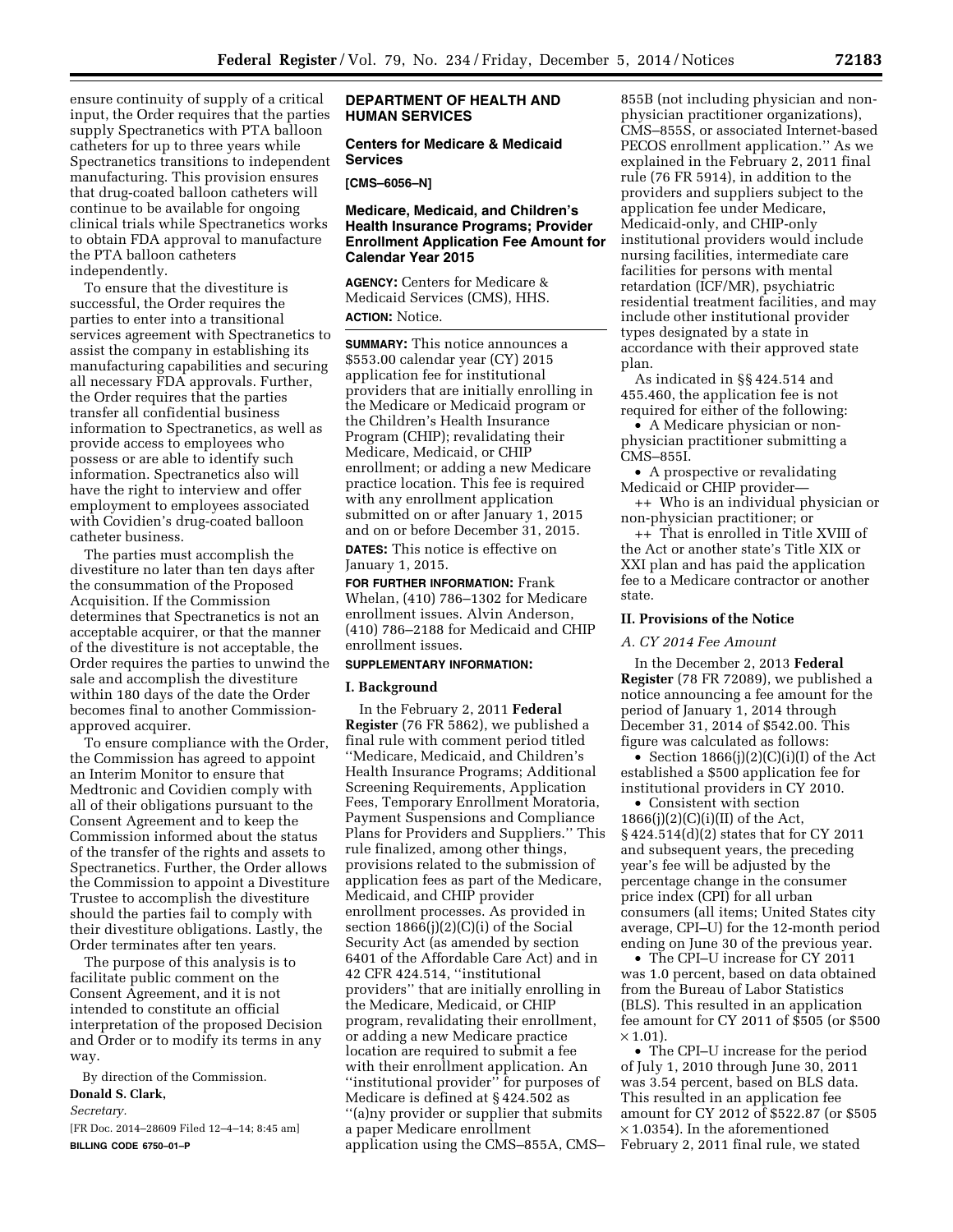ensure continuity of supply of a critical input, the Order requires that the parties supply Spectranetics with PTA balloon catheters for up to three years while Spectranetics transitions to independent manufacturing. This provision ensures that drug-coated balloon catheters will continue to be available for ongoing clinical trials while Spectranetics works to obtain FDA approval to manufacture the PTA balloon catheters independently.

To ensure that the divestiture is successful, the Order requires the parties to enter into a transitional services agreement with Spectranetics to assist the company in establishing its manufacturing capabilities and securing all necessary FDA approvals. Further, the Order requires that the parties transfer all confidential business information to Spectranetics, as well as provide access to employees who possess or are able to identify such information. Spectranetics also will have the right to interview and offer employment to employees associated with Covidien's drug-coated balloon catheter business.

The parties must accomplish the divestiture no later than ten days after the consummation of the Proposed Acquisition. If the Commission determines that Spectranetics is not an acceptable acquirer, or that the manner of the divestiture is not acceptable, the Order requires the parties to unwind the sale and accomplish the divestiture within 180 days of the date the Order becomes final to another Commission-approved acquirer.

To ensure compliance with the Order, the Commission has agreed to appoint an Interim Monitor to ensure that Medtronic and Covidien comply with all of their obligations pursuant to the Consent Agreement and to keep the Commission informed about the status of the transfer of the rights and assets to Spectranetics. Further, the Order allows the Commission to appoint a Divestiture Trustee to accomplish the divestiture should the parties fail to comply with their divestiture obligations. Lastly, the Order terminates after ten years.

The purpose of this analysis is to facilitate public comment on the Consent Agreement, and it is not intended to constitute an official interpretation of the proposed Decision and Order or to modify its terms in any way.

By direction of the Commission.

**Donald S. Clark,**

*Secretary.*

[FR Doc. 2014–28609 Filed 12–4–14; 8:45 am]

**BILLING CODE 6750–01–P**

## DEPARTMENT OF HEALTH AND HUMAN SERVICES

### Centers for Medicare & Medicaid Services

**[CMS–6056–N]**

### Medicare, Medicaid, and Children's Health Insurance Programs; Provider Enrollment Application Fee Amount for Calendar Year 2015

**AGENCY:** Centers for Medicare & Medicaid Services (CMS), HHS.

**ACTION:** Notice.

**SUMMARY:** This notice announces a $553.00 calendar year (CY) 2015 application fee for institutional providers that are initially enrolling in the Medicare or Medicaid program or the Children's Health Insurance Program (CHIP); revalidating their Medicare, Medicaid, or CHIP enrollment; or adding a new Medicare practice location. This fee is required with any enrollment application submitted on or after January 1, 2015 and on or before December 31, 2015.

**DATES:** This notice is effective on January 1, 2015.

**FOR FURTHER INFORMATION:** Frank Whelan, (410) 786–1302 for Medicare enrollment issues. Alvin Anderson, (410) 786–2188 for Medicaid and CHIP enrollment issues.

**SUPPLEMENTARY INFORMATION:**

### I. Background

In the February 2, 2011 **Federal Register** (76 FR 5862), we published a final rule with comment period titled ''Medicare, Medicaid, and Children's Health Insurance Programs; Additional Screening Requirements, Application Fees, Temporary Enrollment Moratoria, Payment Suspensions and Compliance Plans for Providers and Suppliers.'' This rule finalized, among other things, provisions related to the submission of application fees as part of the Medicare, Medicaid, and CHIP provider enrollment processes. As provided in section 1866(j)(2)(C)(i) of the Social Security Act (as amended by section 6401 of the Affordable Care Act) and in 42 CFR 424.514, ''institutional providers'' that are initially enrolling in the Medicare, Medicaid, or CHIP program, revalidating their enrollment, or adding a new Medicare practice location are required to submit a fee with their enrollment application. An ''institutional provider'' for purposes of Medicare is defined at § 424.502 as ''(a)ny provider or supplier that submits a paper Medicare enrollment application using the CMS–855A, CMS–855B (not including physician and non-physician practitioner organizations), CMS–855S, or associated Internet-based PECOS enrollment application.'' As we explained in the February 2, 2011 final rule (76 FR 5914), in addition to the providers and suppliers subject to the application fee under Medicare, Medicaid-only, and CHIP-only institutional providers would include nursing facilities, intermediate care facilities for persons with mental retardation (ICF/MR), psychiatric residential treatment facilities, and may include other institutional provider types designated by a state in accordance with their approved state plan.

As indicated in §§ 424.514 and 455.460, the application fee is not required for either of the following:

- A Medicare physician or non-physician practitioner submitting a CMS–855I.
- A prospective or revalidating Medicaid or CHIP provider—
  - ++ Who is an individual physician or non-physician practitioner; or
  - ++ That is enrolled in Title XVIII of the Act or another state's Title XIX or XXI plan and has paid the application fee to a Medicare contractor or another state.

### II. Provisions of the Notice

#### *A. CY 2014 Fee Amount*

In the December 2, 2013 **Federal Register** (78 FR 72089), we published a notice announcing a fee amount for the period of January 1, 2014 through December 31, 2014 of $542.00. This figure was calculated as follows:

- Section 1866(j)(2)(C)(i)(I) of the Act established a $500 application fee for institutional providers in CY 2010.
- Consistent with section 1866(j)(2)(C)(i)(II) of the Act, § 424.514(d)(2) states that for CY 2011 and subsequent years, the preceding year's fee will be adjusted by the percentage change in the consumer price index (CPI) for all urban consumers (all items; United States city average, CPI–U) for the 12-month period ending on June 30 of the previous year.
- The CPI–U increase for CY 2011 was 1.0 percent, based on data obtained from the Bureau of Labor Statistics (BLS). This resulted in an application fee amount for CY 2011 of $505 (or $500 × 1.01).
- The CPI–U increase for the period of July 1, 2010 through June 30, 2011 was 3.54 percent, based on BLS data. This resulted in an application fee amount for CY 2012 of $522.87 (or $505 × 1.0354). In the aforementioned February 2, 2011 final rule, we stated